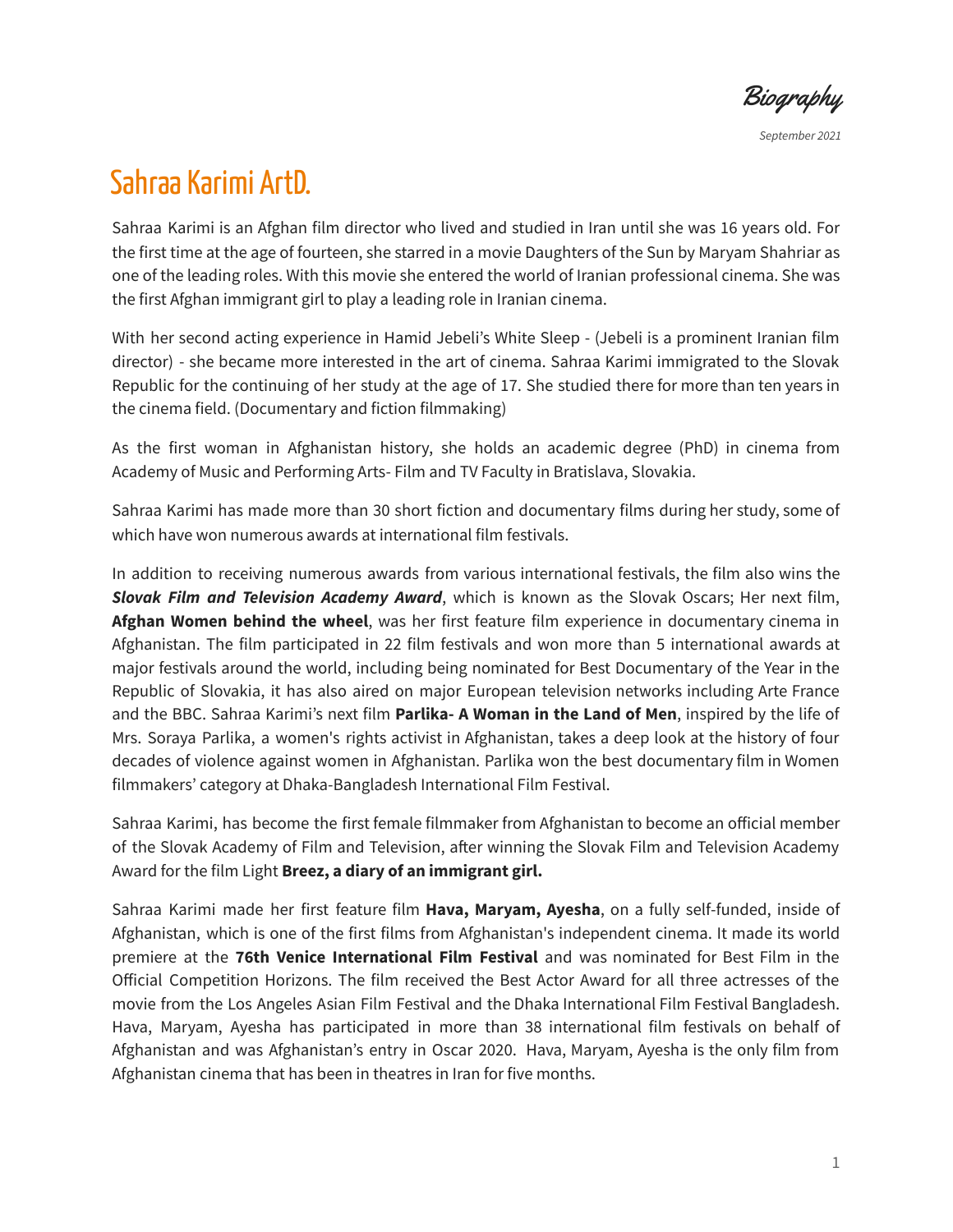*Biography*

*September 2021*

# Sahraa Karimi ArtD.

Sahraa Karimi is an Afghan film director who lived and studied in Iran until she was 16 years old. For the first time at the age of fourteen, she starred in a movie Daughters of the Sun by Maryam Shahriar as one of the leading roles. With this movie she entered the world of Iranian professional cinema. She was the first Afghan immigrant girl to play a leading role in Iranian cinema.

With her second acting experience in Hamid Jebeli's White Sleep - (Jebeli is a prominent Iranian film director) - she became more interested in the art of cinema. Sahraa Karimi immigrated to the Slovak Republic for the continuing of her study at the age of 17. She studied there for more than ten years in the cinema field. (Documentary and fiction filmmaking)

As the first woman in Afghanistan history, she holds an academic degree (PhD) in cinema from Academy of Music and Performing Arts- Film and TV Faculty in Bratislava, Slovakia.

Sahraa Karimi has made more than 30 short fiction and documentary films during her study, some of which have won numerous awards at international film festivals.

In addition to receiving numerous awards from various international festivals, the film also wins the ***Slovak Film and Television Academy Award***, which is known as the Slovak Oscars; Her next film, **Afghan Women behind the wheel**, was her first feature film experience in documentary cinema in Afghanistan. The film participated in 22 film festivals and won more than 5 international awards at major festivals around the world, including being nominated for Best Documentary of the Year in the Republic of Slovakia, it has also aired on major European television networks including Arte France and the BBC. Sahraa Karimi's next film **Parlika- A Woman in the Land of Men**, inspired by the life of Mrs. Soraya Parlika, a women's rights activist in Afghanistan, takes a deep look at the history of four decades of violence against women in Afghanistan. Parlika won the best documentary film in Women filmmakers' category at Dhaka-Bangladesh International Film Festival.

Sahraa Karimi, has become the first female filmmaker from Afghanistan to become an official member of the Slovak Academy of Film and Television, after winning the Slovak Film and Television Academy Award for the film Light **Breez, a diary of an immigrant girl.**

Sahraa Karimi made her first feature film **Hava, Maryam, Ayesha**, on a fully self-funded, inside of Afghanistan, which is one of the first films from Afghanistan's independent cinema. It made its world premiere at the **76th Venice International Film Festival** and was nominated for Best Film in the Official Competition Horizons. The film received the Best Actor Award for all three actresses of the movie from the Los Angeles Asian Film Festival and the Dhaka International Film Festival Bangladesh. Hava, Maryam, Ayesha has participated in more than 38 international film festivals on behalf of Afghanistan and was Afghanistan's entry in Oscar 2020. Hava, Maryam, Ayesha is the only film from Afghanistan cinema that has been in theatres in Iran for five months.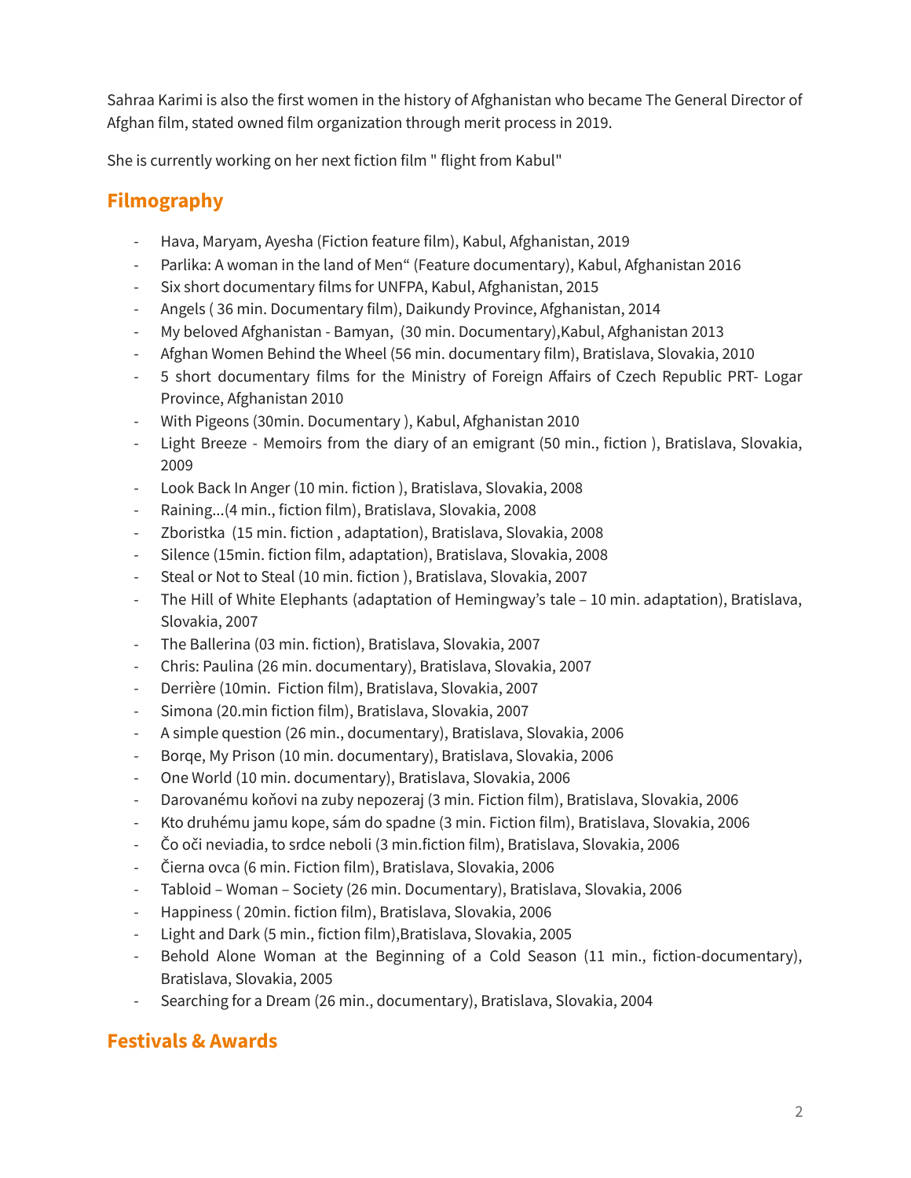Sahraa Karimi is also the first women in the history of Afghanistan who became The General Director of Afghan film, stated owned film organization through merit process in 2019.

She is currently working on her next fiction film " flight from Kabul"

## Filmography

- Hava, Maryam, Ayesha (Fiction feature film), Kabul, Afghanistan, 2019
- Parlika: A woman in the land of Men" (Feature documentary), Kabul, Afghanistan 2016
- Six short documentary films for UNFPA, Kabul, Afghanistan, 2015
- Angels ( 36 min. Documentary film), Daikundy Province, Afghanistan, 2014
- My beloved Afghanistan - Bamyan, (30 min. Documentary),Kabul, Afghanistan 2013
- Afghan Women Behind the Wheel (56 min. documentary film), Bratislava, Slovakia, 2010
- 5 short documentary films for the Ministry of Foreign Affairs of Czech Republic PRT- Logar Province, Afghanistan 2010
- With Pigeons (30min. Documentary ), Kabul, Afghanistan 2010
- Light Breeze - Memoirs from the diary of an emigrant (50 min., fiction ), Bratislava, Slovakia, 2009
- Look Back In Anger (10 min. fiction ), Bratislava, Slovakia, 2008
- Raining...(4 min., fiction film), Bratislava, Slovakia, 2008
- Zboristka (15 min. fiction , adaptation), Bratislava, Slovakia, 2008
- Silence (15min. fiction film, adaptation), Bratislava, Slovakia, 2008
- Steal or Not to Steal (10 min. fiction ), Bratislava, Slovakia, 2007
- The Hill of White Elephants (adaptation of Hemingway's tale – 10 min. adaptation), Bratislava, Slovakia, 2007
- The Ballerina (03 min. fiction), Bratislava, Slovakia, 2007
- Chris: Paulina (26 min. documentary), Bratislava, Slovakia, 2007
- Derrière (10min. Fiction film), Bratislava, Slovakia, 2007
- Simona (20.min fiction film), Bratislava, Slovakia, 2007
- A simple question (26 min., documentary), Bratislava, Slovakia, 2006
- Borqe, My Prison (10 min. documentary), Bratislava, Slovakia, 2006
- One World (10 min. documentary), Bratislava, Slovakia, 2006
- Darovanému koňovi na zuby nepozeraj (3 min. Fiction film), Bratislava, Slovakia, 2006
- Kto druhému jamu kope, sám do spadne (3 min. Fiction film), Bratislava, Slovakia, 2006
- Čo oči neviadia, to srdce neboli (3 min.fiction film), Bratislava, Slovakia, 2006
- Čierna ovca (6 min. Fiction film), Bratislava, Slovakia, 2006
- Tabloid – Woman – Society (26 min. Documentary), Bratislava, Slovakia, 2006
- Happiness ( 20min. fiction film), Bratislava, Slovakia, 2006
- Light and Dark (5 min., fiction film),Bratislava, Slovakia, 2005
- Behold Alone Woman at the Beginning of a Cold Season (11 min., fiction-documentary), Bratislava, Slovakia, 2005
- Searching for a Dream (26 min., documentary), Bratislava, Slovakia, 2004

## Festivals & Awards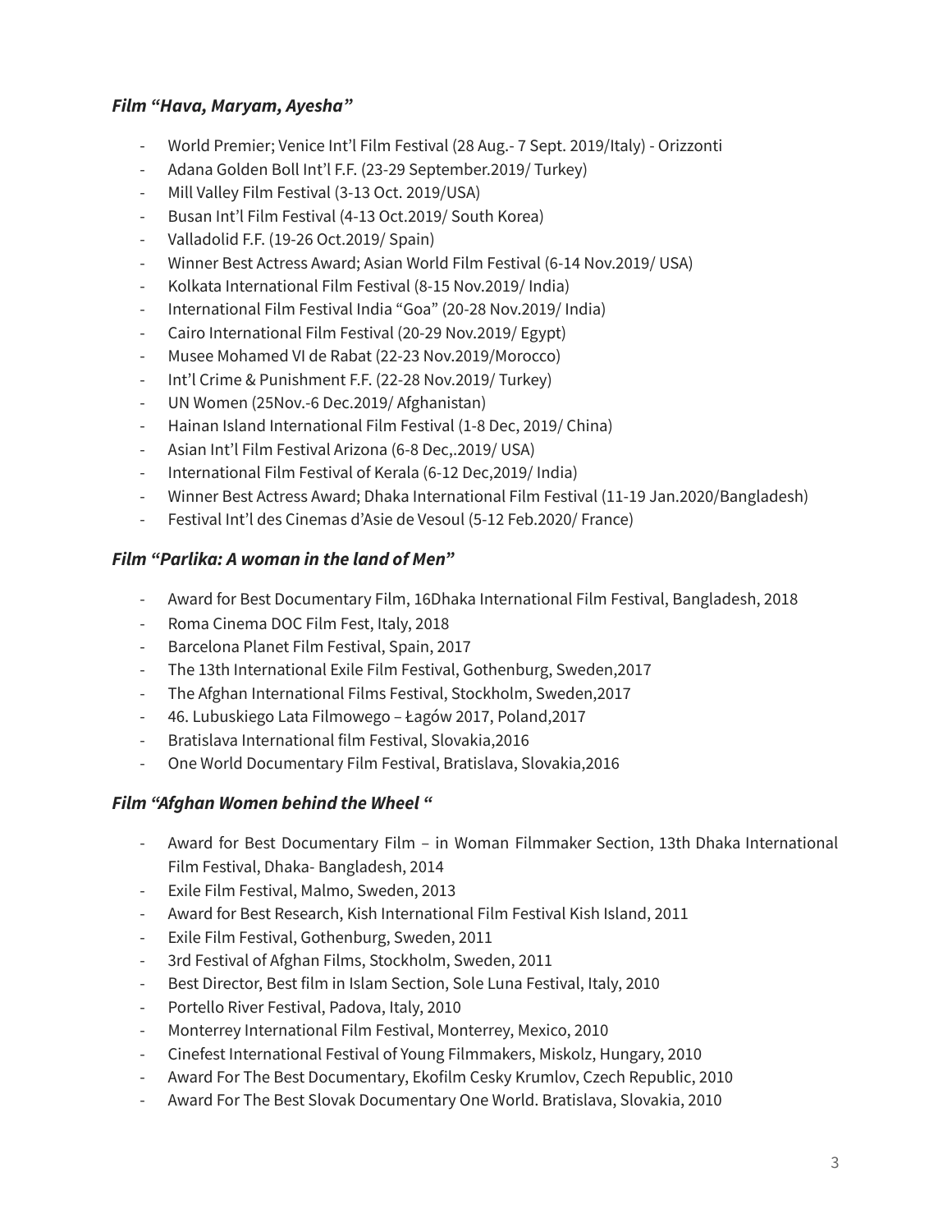### *Film "Hava, Maryam, Ayesha"*

- World Premier; Venice Int'l Film Festival (28 Aug.- 7 Sept. 2019/Italy) - Orizzonti
- Adana Golden Boll Int'l F.F. (23-29 September.2019/ Turkey)
- Mill Valley Film Festival (3-13 Oct. 2019/USA)
- Busan Int'l Film Festival (4-13 Oct.2019/ South Korea)
- Valladolid F.F. (19-26 Oct.2019/ Spain)
- Winner Best Actress Award; Asian World Film Festival (6-14 Nov.2019/ USA)
- Kolkata International Film Festival (8-15 Nov.2019/ India)
- International Film Festival India "Goa" (20-28 Nov.2019/ India)
- Cairo International Film Festival (20-29 Nov.2019/ Egypt)
- Musee Mohamed VI de Rabat (22-23 Nov.2019/Morocco)
- Int'l Crime & Punishment F.F. (22-28 Nov.2019/ Turkey)
- UN Women (25Nov.-6 Dec.2019/ Afghanistan)
- Hainan Island International Film Festival (1-8 Dec, 2019/ China)
- Asian Int'l Film Festival Arizona (6-8 Dec,.2019/ USA)
- International Film Festival of Kerala (6-12 Dec,2019/ India)
- Winner Best Actress Award; Dhaka International Film Festival (11-19 Jan.2020/Bangladesh)
- Festival Int'l des Cinemas d'Asie de Vesoul (5-12 Feb.2020/ France)

### *Film "Parlika: A woman in the land of Men"*

- Award for Best Documentary Film, 16Dhaka International Film Festival, Bangladesh, 2018
- Roma Cinema DOC Film Fest, Italy, 2018
- Barcelona Planet Film Festival, Spain, 2017
- The 13th International Exile Film Festival, Gothenburg, Sweden,2017
- The Afghan International Films Festival, Stockholm, Sweden,2017
- 46. Lubuskiego Lata Filmowego – Łagów 2017, Poland,2017
- Bratislava International film Festival, Slovakia,2016
- One World Documentary Film Festival, Bratislava, Slovakia,2016

### *Film "Afghan Women behind the Wheel "*

- Award for Best Documentary Film – in Woman Filmmaker Section, 13th Dhaka International Film Festival, Dhaka- Bangladesh, 2014
- Exile Film Festival, Malmo, Sweden, 2013
- Award for Best Research, Kish International Film Festival Kish Island, 2011
- Exile Film Festival, Gothenburg, Sweden, 2011
- 3rd Festival of Afghan Films, Stockholm, Sweden, 2011
- Best Director, Best film in Islam Section, Sole Luna Festival, Italy, 2010
- Portello River Festival, Padova, Italy, 2010
- Monterrey International Film Festival, Monterrey, Mexico, 2010
- Cinefest International Festival of Young Filmmakers, Miskolz, Hungary, 2010
- Award For The Best Documentary, Ekofilm Cesky Krumlov, Czech Republic, 2010
- Award For The Best Slovak Documentary One World. Bratislava, Slovakia, 2010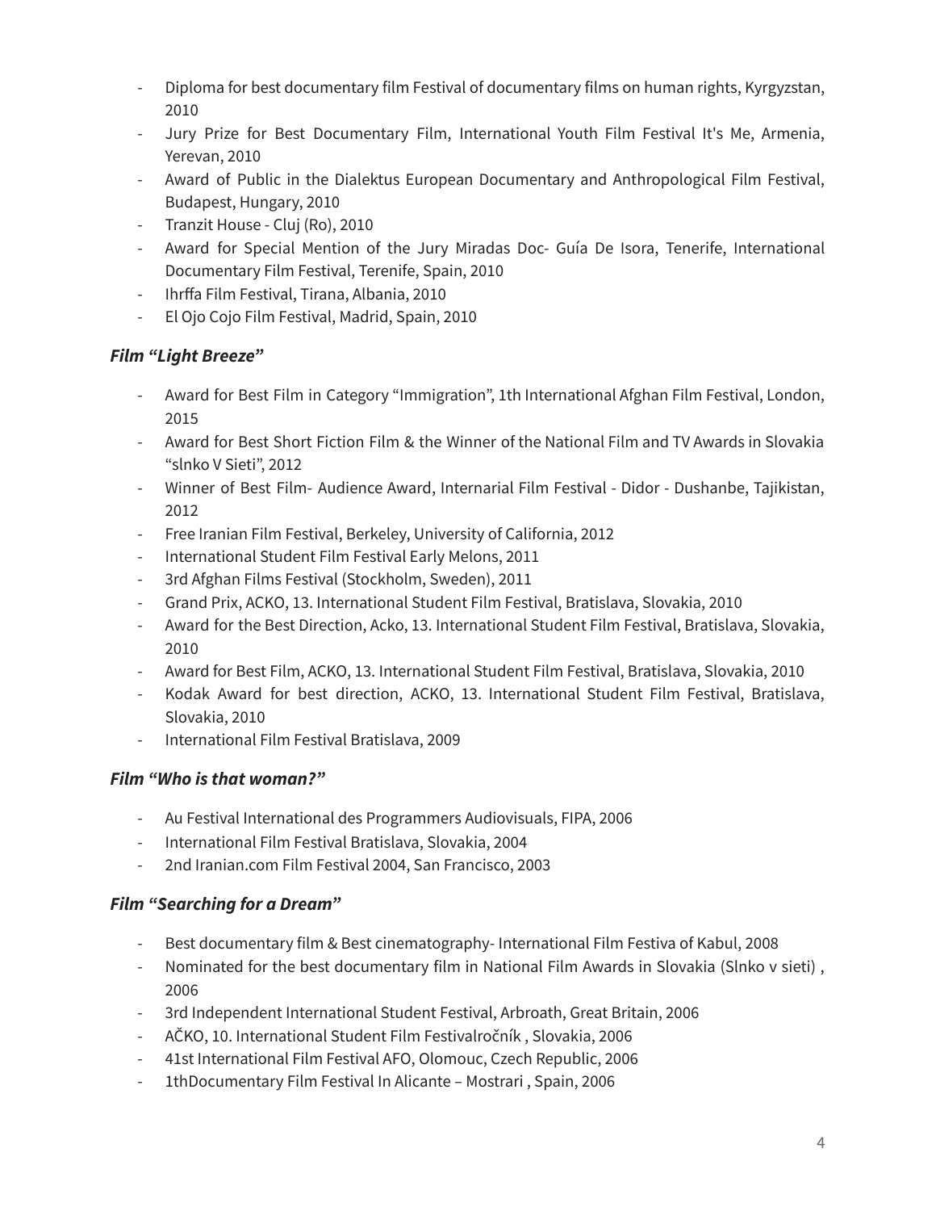- Diploma for best documentary film Festival of documentary films on human rights, Kyrgyzstan, 2010
- Jury Prize for Best Documentary Film, International Youth Film Festival It's Me, Armenia, Yerevan, 2010
- Award of Public in the Dialektus European Documentary and Anthropological Film Festival, Budapest, Hungary, 2010
- Tranzit House - Cluj (Ro), 2010
- Award for Special Mention of the Jury Miradas Doc- Guía De Isora, Tenerife, International Documentary Film Festival, Terenife, Spain, 2010
- Ihrffa Film Festival, Tirana, Albania, 2010
- El Ojo Cojo Film Festival, Madrid, Spain, 2010

### *Film "Light Breeze"*

- Award for Best Film in Category "Immigration", 1th International Afghan Film Festival, London, 2015
- Award for Best Short Fiction Film & the Winner of the National Film and TV Awards in Slovakia "slnko V Sieti", 2012
- Winner of Best Film- Audience Award, Internarial Film Festival - Didor - Dushanbe, Tajikistan, 2012
- Free Iranian Film Festival, Berkeley, University of California, 2012
- International Student Film Festival Early Melons, 2011
- 3rd Afghan Films Festival (Stockholm, Sweden), 2011
- Grand Prix, ACKO, 13. International Student Film Festival, Bratislava, Slovakia, 2010
- Award for the Best Direction, Acko, 13. International Student Film Festival, Bratislava, Slovakia, 2010
- Award for Best Film, ACKO, 13. International Student Film Festival, Bratislava, Slovakia, 2010
- Kodak Award for best direction, ACKO, 13. International Student Film Festival, Bratislava, Slovakia, 2010
- International Film Festival Bratislava, 2009

### *Film "Who is that woman?"*

- Au Festival International des Programmers Audiovisuals, FIPA, 2006
- International Film Festival Bratislava, Slovakia, 2004
- 2nd Iranian.com Film Festival 2004, San Francisco, 2003

### *Film "Searching for a Dream"*

- Best documentary film & Best cinematography- International Film Festiva of Kabul, 2008
- Nominated for the best documentary film in National Film Awards in Slovakia (Slnko v sieti) , 2006
- 3rd Independent International Student Festival, Arbroath, Great Britain, 2006
- AČKO, 10. International Student Film Festivalročník , Slovakia, 2006
- 41st International Film Festival AFO, Olomouc, Czech Republic, 2006
- 1thDocumentary Film Festival In Alicante – Mostrari , Spain, 2006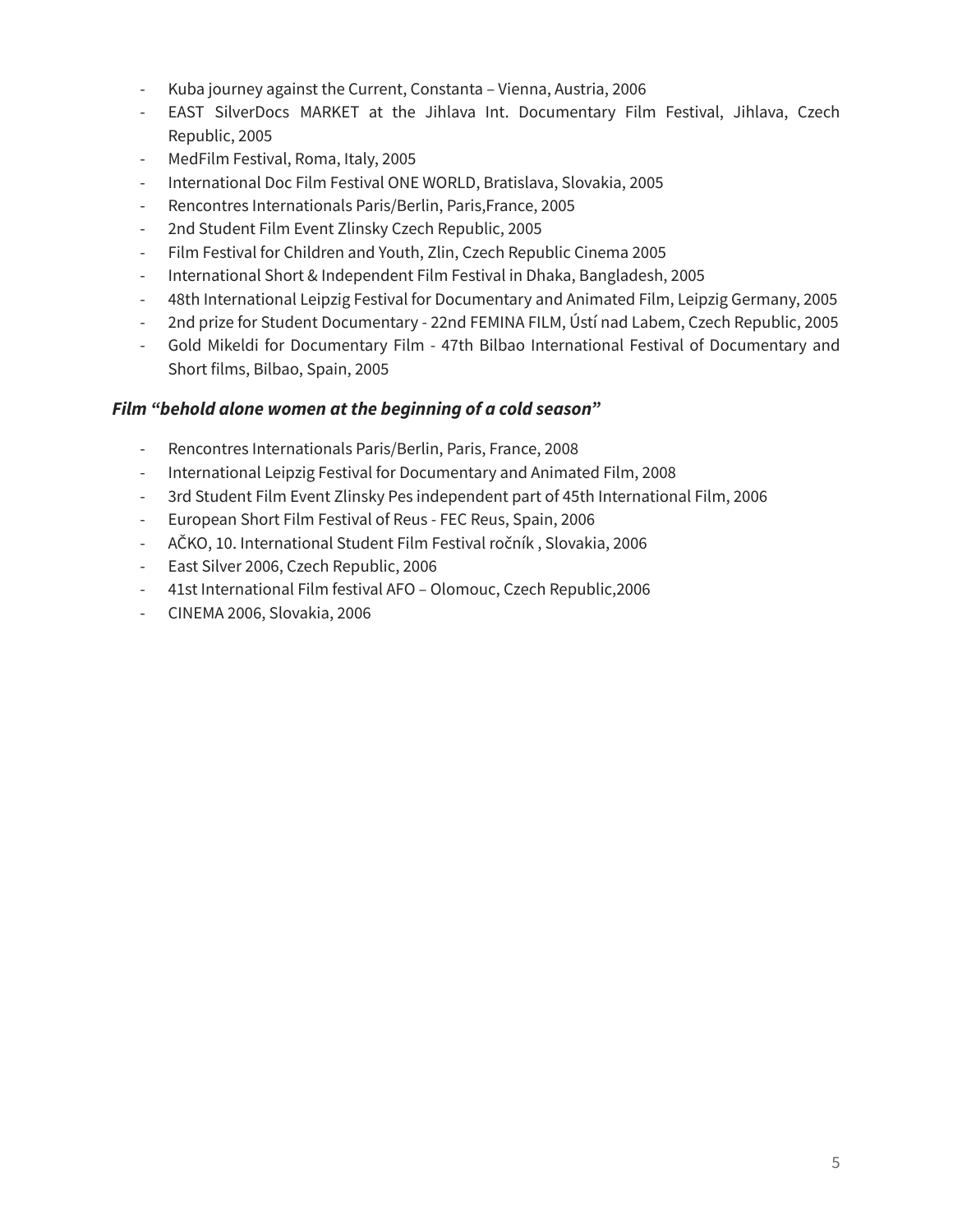- Kuba journey against the Current, Constanta – Vienna, Austria, 2006
- EAST SilverDocs MARKET at the Jihlava Int. Documentary Film Festival, Jihlava, Czech Republic, 2005
- MedFilm Festival, Roma, Italy, 2005
- International Doc Film Festival ONE WORLD, Bratislava, Slovakia, 2005
- Rencontres Internationals Paris/Berlin, Paris,France, 2005
- 2nd Student Film Event Zlinsky Czech Republic, 2005
- Film Festival for Children and Youth, Zlin, Czech Republic Cinema 2005
- International Short & Independent Film Festival in Dhaka, Bangladesh, 2005
- 48th International Leipzig Festival for Documentary and Animated Film, Leipzig Germany, 2005
- 2nd prize for Student Documentary - 22nd FEMINA FILM, Ústí nad Labem, Czech Republic, 2005
- Gold Mikeldi for Documentary Film - 47th Bilbao International Festival of Documentary and Short films, Bilbao, Spain, 2005

### *Film "behold alone women at the beginning of a cold season"*

- Rencontres Internationals Paris/Berlin, Paris, France, 2008
- International Leipzig Festival for Documentary and Animated Film, 2008
- 3rd Student Film Event Zlinsky Pes independent part of 45th International Film, 2006
- European Short Film Festival of Reus - FEC Reus, Spain, 2006
- AČKO, 10. International Student Film Festival ročník , Slovakia, 2006
- East Silver 2006, Czech Republic, 2006
- 41st International Film festival AFO – Olomouc, Czech Republic,2006
- CINEMA 2006, Slovakia, 2006